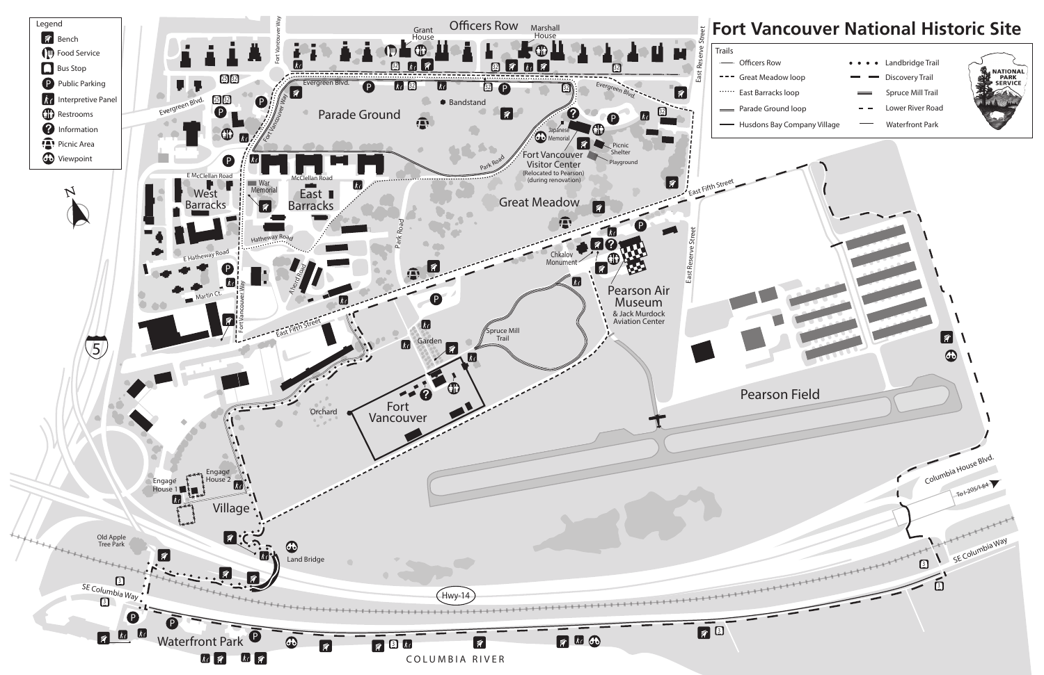# Fort Vancouver National Historic Site

**Legend**

- Bench
- Food Service
- Bus Stop
- Public Parking
- Interpretive Panel
- Restrooms
- Information
- Picnic Area
- Viewpoint

**Trails**

- Officers Row
- Great Meadow loop
- East Barracks loop
- Parade Ground loop
- Husdons Bay Company Village
- Landbridge Trail
- Discovery Trail
- Spruce Mill Trail
- Lower River Road
- Waterfront Park

NATIONAL PARK SERVICE

Officers Row
Grant House
Marshall House
Evergreen Blvd.
Fort Vancouver Way
East Reserve Street
Parade Ground
Bandstand
Park Road
Japanese Memorial
Fort Vancouver Visitor Center (Relocated to Pearson) (during renovation)
Picnic Shelter
Playground
E McClellan Road
McClellan Road
War Memorial
West Barracks
East Barracks
Great Meadow
East Fifth Street
Hatheway Road
E Hatheway Road
Alvord Road
Martin Ct.
Chkalov Monument
Pearson Air Museum & Jack Murdock Aviation Center
Spruce Mill Trail
Garden
Orchard
Fort Vancouver
Pearson Field
5
Engage House 1
Engage House 2
Village
Old Apple Tree Park
Land Bridge
Columbia House Blvd.
To I-205/I-84
SE Columbia Way
Hwy-14
Waterfront Park
COLUMBIA RIVER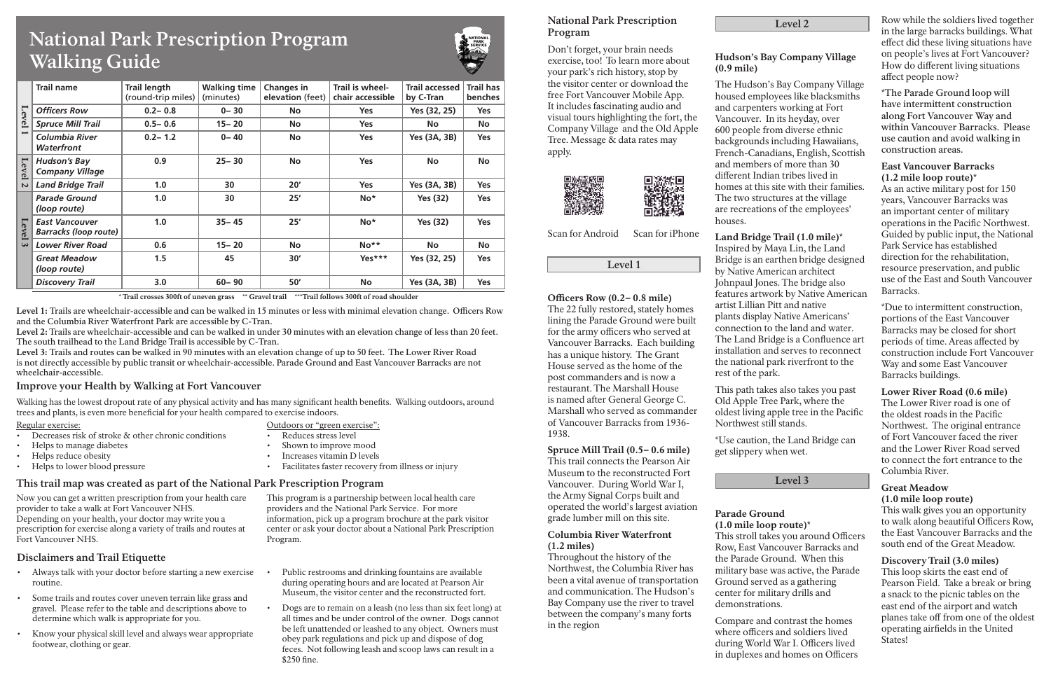# National Park Prescription Program Walking Guide

| | Trail name | Trail length (round-trip miles) | Walking time (minutes) | Changes in elevation (feet) | Trail is wheel-chair accessible | Trail accessed by C-Tran | Trail has benches |
|---|---|---|---|---|---|---|---|
| Level 1 | *Officers Row* | 0.2– 0.8 | 0– 30 | No | Yes | Yes (32, 25) | Yes |
| | *Spruce Mill Trail* | 0.5– 0.6 | 15– 20 | No | Yes | No | No |
| | *Columbia River Waterfront* | 0.2– 1.2 | 0– 40 | No | Yes | Yes (3A, 3B) | Yes |
| Level 2 | *Hudson's Bay Company Village* | 0.9 | 25– 30 | No | Yes | No | No |
| | *Land Bridge Trail* | 1.0 | 30 | 20' | Yes | Yes (3A, 3B) | Yes |
| Level 3 | *Parade Ground (loop route)* | 1.0 | 30 | 25' | No* | Yes (32) | Yes |
| | *East Vancouver Barracks (loop route)* | 1.0 | 35– 45 | 25' | No* | Yes (32) | Yes |
| | *Lower River Road* | 0.6 | 15– 20 | No | No** | No | No |
| | *Great Meadow (loop route)* | 1.5 | 45 | 30' | Yes*** | Yes (32, 25) | Yes |
| | *Discovery Trail* | 3.0 | 60– 90 | 50' | No | Yes (3A, 3B) | Yes |

* Trail crosses 300ft of uneven grass  ** Gravel trail  *** Trail follows 300ft of road shoulder

**Level 1:** Trails are wheelchair-accessible and can be walked in 15 minutes or less with minimal elevation change. Officers Row and the Columbia River Waterfront Park are accessible by C-Tran.

**Level 2:** Trails are wheelchair-accessible and can be walked in under 30 minutes with an elevation change of less than 20 feet. The south trailhead to the Land Bridge Trail is accessible by C-Tran.

**Level 3:** Trails and routes can be walked in 90 minutes with an elevation change of up to 50 feet. The Lower River Road is not directly accessible by public transit or wheelchair-accessible. Parade Ground and East Vancouver Barracks are not wheelchair-accessible.

## Improve your Health by Walking at Fort Vancouver

Walking has the lowest dropout rate of any physical activity and has many significant health benefits. Walking outdoors, around trees and plants, is even more beneficial for your health compared to exercise indoors.

Regular exercise:

- Decreases risk of stroke & other chronic conditions
- Helps to manage diabetes
- Helps reduce obesity
- Helps to lower blood pressure

Outdoors or "green exercise":

- Reduces stress level
- Shown to improve mood
- Increases vitamin D levels
- Facilitates faster recovery from illness or injury

## This trail map was created as part of the National Park Prescription Program

Now you can get a written prescription from your health care provider to take a walk at Fort Vancouver NHS. Depending on your health, your doctor may write you a prescription for exercise along a variety of trails and routes at Fort Vancouver NHS.

This program is a partnership between local health care providers and the National Park Service. For more information, pick up a program brochure at the park visitor center or ask your doctor about a National Park Prescription Program.

## Disclaimers and Trail Etiquette

- Always talk with your doctor before starting a new exercise routine.
- Some trails and routes cover uneven terrain like grass and gravel. Please refer to the table and descriptions above to determine which walk is appropriate for you.
- Know your physical skill level and always wear appropriate footwear, clothing or gear.
- Public restrooms and drinking fountains are available during operating hours and are located at Pearson Air Museum, the visitor center and the reconstructed fort.
- Dogs are to remain on a leash (no less than six feet long) at all times and be under control of the owner. Dogs cannot be left unattended or leashed to any object. Owners must obey park regulations and pick up and dispose of dog feces. Not following leash and scoop laws can result in a $250 fine.

## National Park Prescription Program

Don't forget, your brain needs exercise, too! To learn more about your park's rich history, stop by the visitor center or download the free Fort Vancouver Mobile App. It includes fascinating audio and visual tours highlighting the fort, the Company Village and the Old Apple Tree. Message & data rates may apply.

Scan for Android    Scan for iPhone

## Level 1

### Officers Row (0.2– 0.8 mile)

The 22 fully restored, stately homes lining the Parade Ground were built for the army officers who served at Vancouver Barracks. Each building has a unique history. The Grant House served as the home of the post commanders and is now a restaurant. The Marshall House is named after General George C. Marshall who served as commander of Vancouver Barracks from 1936-1938.

### Spruce Mill Trail (0.5– 0.6 mile)

This trail connects the Pearson Air Museum to the reconstructed Fort Vancouver. During World War I, the Army Signal Corps built and operated the world's largest aviation grade lumber mill on this site.

### Columbia River Waterfront (1.2 miles)

Throughout the history of the Northwest, the Columbia River has been a vital avenue of transportation and communication. The Hudson's Bay Company use the river to travel between the company's many forts in the region

## Level 2

### Hudson's Bay Company Village (0.9 mile)

The Hudson's Bay Company Village housed employees like blacksmiths and carpenters working at Fort Vancouver. In its heyday, over 600 people from diverse ethnic backgrounds including Hawaiians, French-Canadians, English, Scottish and members of more than 30 different Indian tribes lived in homes at this site with their families. The two structures at the village are recreations of the employees' houses.

### Land Bridge Trail (1.0 mile)*

Inspired by Maya Lin, the Land Bridge is an earthen bridge designed by Native American architect Johnpaul Jones. The bridge also features artwork by Native American artist Lillian Pitt and native plants display Native Americans' connection to the land and water. The Land Bridge is a Confluence art installation and serves to reconnect the national park riverfront to the rest of the park.

This path takes also takes you past Old Apple Tree Park, where the oldest living apple tree in the Pacific Northwest still stands.

*Use caution, the Land Bridge can get slippery when wet.

## Level 3

### Parade Ground (1.0 mile loop route)*

This stroll takes you around Officers Row, East Vancouver Barracks and the Parade Ground. When this military base was active, the Parade Ground served as a gathering center for military drills and demonstrations.

Compare and contrast the homes where officers and soldiers lived during World War I. Officers lived in duplexes and homes on Officers Row while the soldiers lived together in the large barracks buildings. What effect did these living situations have on people's lives at Fort Vancouver? How do different living situations affect people now?

**\*The Parade Ground loop will have intermittent construction along Fort Vancouver Way and within Vancouver Barracks. Please use caution and avoid walking in construction areas.**

### East Vancouver Barracks (1.2 mile loop route)*

As an active military post for 150 years, Vancouver Barracks was an important center of military operations in the Pacific Northwest. Guided by public input, the National Park Service has established direction for the rehabilitation, resource preservation, and public use of the East and South Vancouver Barracks.

*Due to intermittent construction, portions of the East Vancouver Barracks may be closed for short periods of time. Areas affected by construction include Fort Vancouver Way and some East Vancouver Barracks buildings.

### Lower River Road (0.6 mile)

The Lower River road is one of the oldest roads in the Pacific Northwest. The original entrance of Fort Vancouver faced the river and the Lower River Road served to connect the fort entrance to the Columbia River.

### Great Meadow (1.0 mile loop route)

This walk gives you an opportunity to walk along beautiful Officers Row, the East Vancouver Barracks and the south end of the Great Meadow.

### Discovery Trail (3.0 miles)

This loop skirts the east end of Pearson Field. Take a break or bring a snack to the picnic tables on the east end of the airport and watch planes take off from one of the oldest operating airfields in the United States!